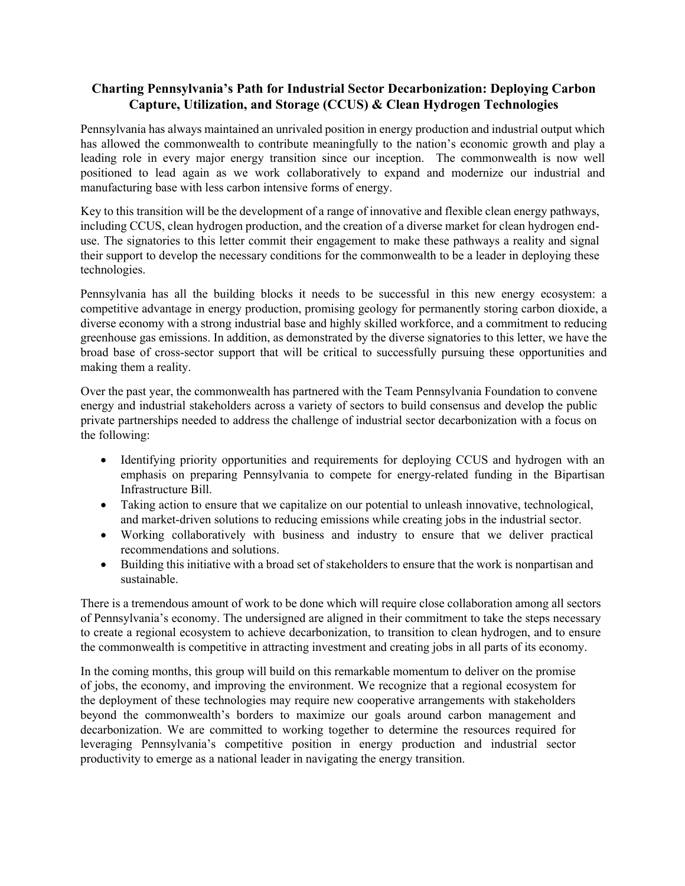# Charting Pennsylvania's Path for Industrial Sector Decarbonization: Deploying Carbon Capture, Utilization, and Storage (CCUS) & Clean Hydrogen Technologies

Pennsylvania has always maintained an unrivaled position in energy production and industrial output which has allowed the commonwealth to contribute meaningfully to the nation's economic growth and play a leading role in every major energy transition since our inception. The commonwealth is now well positioned to lead again as we work collaboratively to expand and modernize our industrial and manufacturing base with less carbon intensive forms of energy.

Key to this transition will be the development of a range of innovative and flexible clean energy pathways, including CCUS, clean hydrogen production, and the creation of a diverse market for clean hydrogen end-use. The signatories to this letter commit their engagement to make these pathways a reality and signal their support to develop the necessary conditions for the commonwealth to be a leader in deploying these technologies.

Pennsylvania has all the building blocks it needs to be successful in this new energy ecosystem: a competitive advantage in energy production, promising geology for permanently storing carbon dioxide, a diverse economy with a strong industrial base and highly skilled workforce, and a commitment to reducing greenhouse gas emissions. In addition, as demonstrated by the diverse signatories to this letter, we have the broad base of cross-sector support that will be critical to successfully pursuing these opportunities and making them a reality.

Over the past year, the commonwealth has partnered with the Team Pennsylvania Foundation to convene energy and industrial stakeholders across a variety of sectors to build consensus and develop the public private partnerships needed to address the challenge of industrial sector decarbonization with a focus on the following:

- Identifying priority opportunities and requirements for deploying CCUS and hydrogen with an emphasis on preparing Pennsylvania to compete for energy-related funding in the Bipartisan Infrastructure Bill.
- Taking action to ensure that we capitalize on our potential to unleash innovative, technological, and market-driven solutions to reducing emissions while creating jobs in the industrial sector.
- Working collaboratively with business and industry to ensure that we deliver practical recommendations and solutions.
- Building this initiative with a broad set of stakeholders to ensure that the work is nonpartisan and sustainable.

There is a tremendous amount of work to be done which will require close collaboration among all sectors of Pennsylvania's economy. The undersigned are aligned in their commitment to take the steps necessary to create a regional ecosystem to achieve decarbonization, to transition to clean hydrogen, and to ensure the commonwealth is competitive in attracting investment and creating jobs in all parts of its economy.

In the coming months, this group will build on this remarkable momentum to deliver on the promise of jobs, the economy, and improving the environment. We recognize that a regional ecosystem for the deployment of these technologies may require new cooperative arrangements with stakeholders beyond the commonwealth's borders to maximize our goals around carbon management and decarbonization. We are committed to working together to determine the resources required for leveraging Pennsylvania's competitive position in energy production and industrial sector productivity to emerge as a national leader in navigating the energy transition.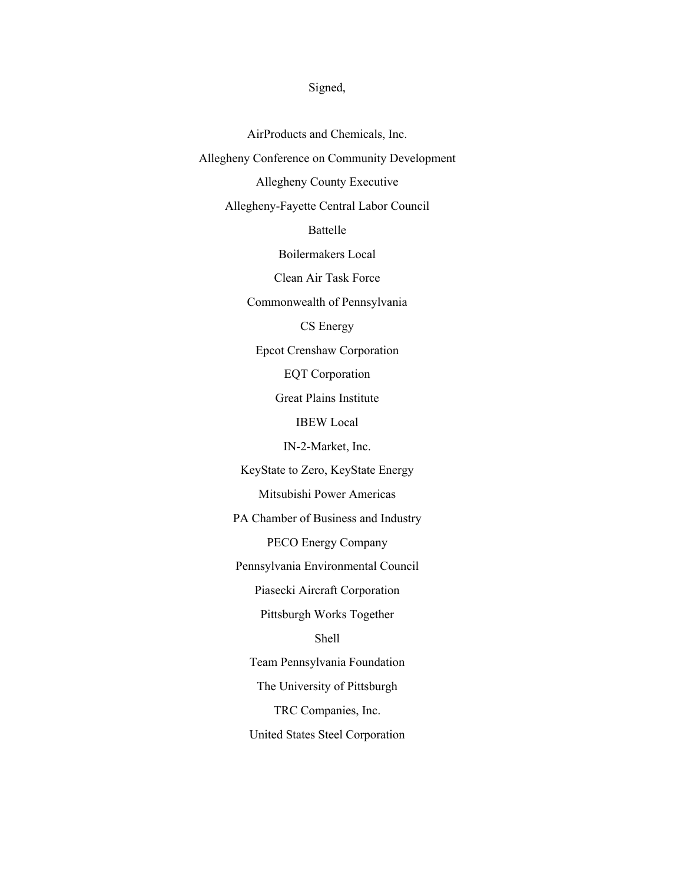Signed,

AirProducts and Chemicals, Inc.

Allegheny Conference on Community Development

Allegheny County Executive

Allegheny-Fayette Central Labor Council

Battelle

Boilermakers Local

Clean Air Task Force

Commonwealth of Pennsylvania

CS Energy

Epcot Crenshaw Corporation

EQT Corporation

Great Plains Institute

IBEW Local

IN-2-Market, Inc.

KeyState to Zero, KeyState Energy

Mitsubishi Power Americas

PA Chamber of Business and Industry

PECO Energy Company

Pennsylvania Environmental Council

Piasecki Aircraft Corporation

Pittsburgh Works Together

Shell

Team Pennsylvania Foundation

The University of Pittsburgh

TRC Companies, Inc.

United States Steel Corporation